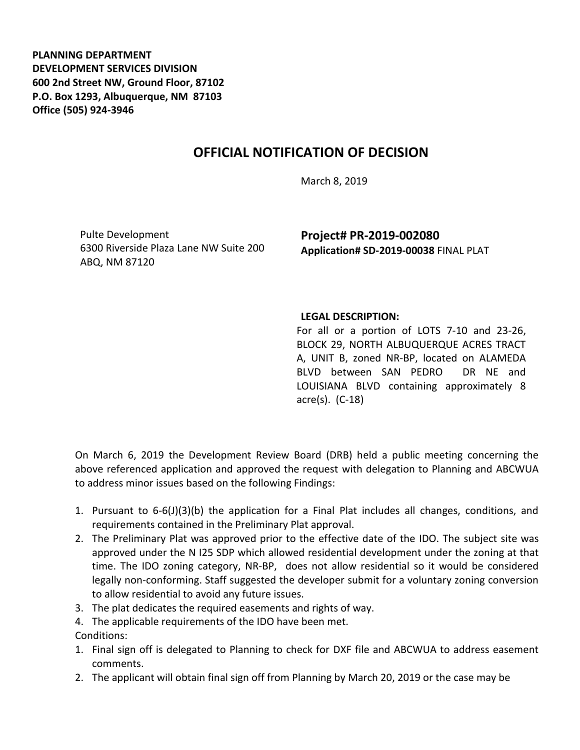**PLANNING DEPARTMENT**
**DEVELOPMENT SERVICES DIVISION**
**600 2nd Street NW, Ground Floor, 87102**
**P.O. Box 1293, Albuquerque, NM 87103**
**Office (505) 924-3946**

# OFFICIAL NOTIFICATION OF DECISION

March 8, 2019

Pulte Development
6300 Riverside Plaza Lane NW Suite 200
ABQ, NM 87120

**Project# PR-2019-002080**
**Application# SD-2019-00038** FINAL PLAT

**LEGAL DESCRIPTION:**
For all or a portion of LOTS 7-10 and 23-26, BLOCK 29, NORTH ALBUQUERQUE ACRES TRACT A, UNIT B, zoned NR-BP, located on ALAMEDA BLVD between SAN PEDRO DR NE and LOUISIANA BLVD containing approximately 8 acre(s). (C-18)

On March 6, 2019 the Development Review Board (DRB) held a public meeting concerning the above referenced application and approved the request with delegation to Planning and ABCWUA to address minor issues based on the following Findings:

1. Pursuant to 6-6(J)(3)(b) the application for a Final Plat includes all changes, conditions, and requirements contained in the Preliminary Plat approval.
2. The Preliminary Plat was approved prior to the effective date of the IDO. The subject site was approved under the N I25 SDP which allowed residential development under the zoning at that time. The IDO zoning category, NR-BP, does not allow residential so it would be considered legally non-conforming. Staff suggested the developer submit for a voluntary zoning conversion to allow residential to avoid any future issues.
3. The plat dedicates the required easements and rights of way.
4. The applicable requirements of the IDO have been met.

Conditions:

1. Final sign off is delegated to Planning to check for DXF file and ABCWUA to address easement comments.
2. The applicant will obtain final sign off from Planning by March 20, 2019 or the case may be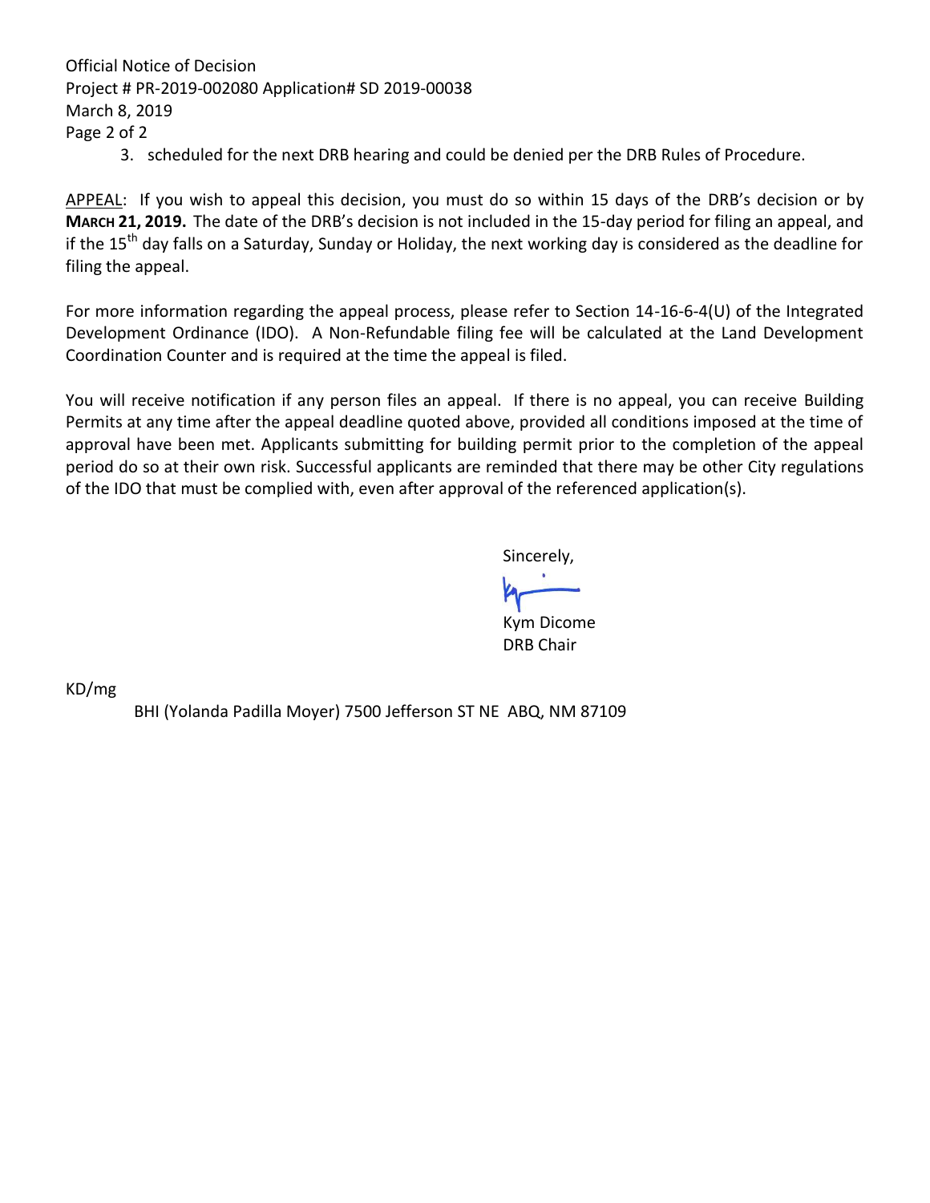3. scheduled for the next DRB hearing and could be denied per the DRB Rules of Procedure.

APPEAL: If you wish to appeal this decision, you must do so within 15 days of the DRB's decision or by **MARCH 21, 2019.** The date of the DRB's decision is not included in the 15-day period for filing an appeal, and if the 15th day falls on a Saturday, Sunday or Holiday, the next working day is considered as the deadline for filing the appeal.

For more information regarding the appeal process, please refer to Section 14-16-6-4(U) of the Integrated Development Ordinance (IDO). A Non-Refundable filing fee will be calculated at the Land Development Coordination Counter and is required at the time the appeal is filed.

You will receive notification if any person files an appeal. If there is no appeal, you can receive Building Permits at any time after the appeal deadline quoted above, provided all conditions imposed at the time of approval have been met. Applicants submitting for building permit prior to the completion of the appeal period do so at their own risk. Successful applicants are reminded that there may be other City regulations of the IDO that must be complied with, even after approval of the referenced application(s).

Sincerely,

Kym Dicome
DRB Chair

KD/mg

BHI (Yolanda Padilla Moyer) 7500 Jefferson ST NE ABQ, NM 87109